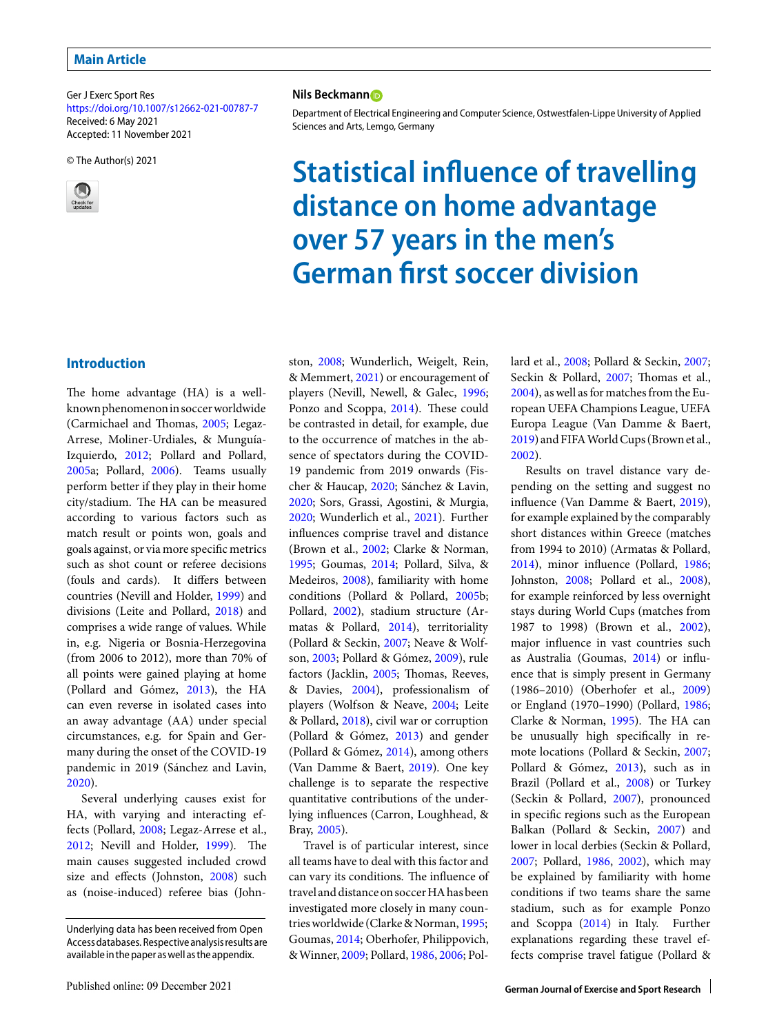Main Article

Ger J Exerc Sport Res
https://doi.org/10.1007/s12662-021-00787-7
Received: 6 May 2021
Accepted: 11 November 2021

© The Author(s) 2021

**Nils Beckmann**

Department of Electrical Engineering and Computer Science, Ostwestfalen-Lippe University of Applied Sciences and Arts, Lemgo, Germany

# Statistical influence of travelling distance on home advantage over 57 years in the men's German first soccer division

## Introduction

The home advantage (HA) is a well-known phenomenon in soccer worldwide (Carmichael and Thomas, 2005; Legaz-Arrese, Moliner-Urdiales, & Munguía-Izquierdo, 2012; Pollard and Pollard, 2005a; Pollard, 2006). Teams usually perform better if they play in their home city/stadium. The HA can be measured according to various factors such as match result or points won, goals and goals against, or via more specific metrics such as shot count or referee decisions (fouls and cards). It differs between countries (Nevill and Holder, 1999) and divisions (Leite and Pollard, 2018) and comprises a wide range of values. While in, e.g. Nigeria or Bosnia-Herzegovina (from 2006 to 2012), more than 70% of all points were gained playing at home (Pollard and Gómez, 2013), the HA can even reverse in isolated cases into an away advantage (AA) under special circumstances, e.g. for Spain and Germany during the onset of the COVID-19 pandemic in 2019 (Sánchez and Lavin, 2020).

Several underlying causes exist for HA, with varying and interacting effects (Pollard, 2008; Legaz-Arrese et al., 2012; Nevill and Holder, 1999). The main causes suggested included crowd size and effects (Johnston, 2008) such as (noise-induced) referee bias (Johnston, 2008; Wunderlich, Weigelt, Rein, & Memmert, 2021) or encouragement of players (Nevill, Newell, & Galec, 1996; Ponzo and Scoppa, 2014). These could be contrasted in detail, for example, due to the occurrence of matches in the absence of spectators during the COVID-19 pandemic from 2019 onwards (Fischer & Haucap, 2020; Sánchez & Lavin, 2020; Sors, Grassi, Agostini, & Murgia, 2020; Wunderlich et al., 2021). Further influences comprise travel and distance (Brown et al., 2002; Clarke & Norman, 1995; Goumas, 2014; Pollard, Silva, & Medeiros, 2008), familiarity with home conditions (Pollard & Pollard, 2005b; Pollard, 2002), stadium structure (Armatas & Pollard, 2014), territoriality (Pollard & Seckin, 2007; Neave & Wolfson, 2003; Pollard & Gómez, 2009), rule factors (Jacklin, 2005; Thomas, Reeves, & Davies, 2004), professionalism of players (Wolfson & Neave, 2004; Leite & Pollard, 2018), civil war or corruption (Pollard & Gómez, 2013) and gender (Pollard & Gómez, 2014), among others (Van Damme & Baert, 2019). One key challenge is to separate the respective quantitative contributions of the underlying influences (Carron, Loughhead, & Bray, 2005).

Travel is of particular interest, since all teams have to deal with this factor and can vary its conditions. The influence of travel and distance on soccer HA has been investigated more closely in many countries worldwide (Clarke & Norman, 1995; Goumas, 2014; Oberhofer, Philippovich, & Winner, 2009; Pollard, 1986, 2006; Pollard et al., 2008; Pollard & Seckin, 2007; Seckin & Pollard, 2007; Thomas et al., 2004), as well as for matches from the European UEFA Champions League, UEFA Europa League (Van Damme & Baert, 2019) and FIFA World Cups (Brown et al., 2002).

Results on travel distance vary depending on the setting and suggest no influence (Van Damme & Baert, 2019), for example explained by the comparably short distances within Greece (matches from 1994 to 2010) (Armatas & Pollard, 2014; Johnston, 2008; Pollard et al., 2008), minor influence (Pollard, 1986; Johnston, 2008; Pollard et al., 2008), for example reinforced by less overnight stays during World Cups (matches from 1987 to 1998) (Brown et al., 2002), major influence in vast countries such as Australia (Goumas, 2014) or influence that is simply present in Germany (1986–2010) (Oberhofer et al., 2009) or England (1970–1990) (Pollard, 1986; Clarke & Norman, 1995). The HA can be unusually high specifically in remote locations (Pollard & Seckin, 2007; Pollard & Gómez, 2013), such as in Brazil (Pollard et al., 2008) or Turkey (Seckin & Pollard, 2007), pronounced in specific regions such as the European Balkan (Pollard & Seckin, 2007) and lower in local derbies (Seckin & Pollard, 2007; Pollard, 1986, 2002), which may be explained by familiarity with home conditions if two teams share the same stadium, such as for example Ponzo and Scoppa (2014) in Italy. Further explanations regarding these travel effects comprise travel fatigue (Pollard &

Underlying data has been received from Open Access databases. Respective analysis results are available in the paper as well as the appendix.

Published online: 09 December 2021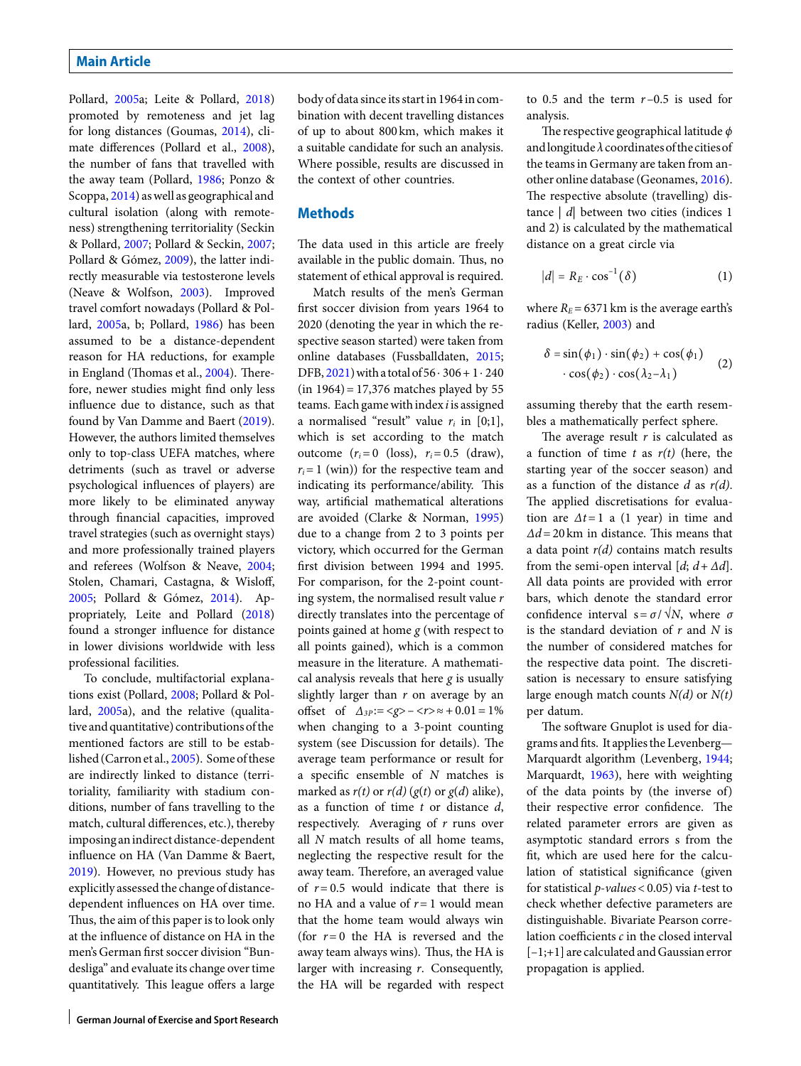Pollard, 2005a; Leite & Pollard, 2018) promoted by remoteness and jet lag for long distances (Goumas, 2014), climate differences (Pollard et al., 2008), the number of fans that travelled with the away team (Pollard, 1986; Ponzo & Scoppa, 2014) as well as geographical and cultural isolation (along with remoteness) strengthening territoriality (Seckin & Pollard, 2007; Pollard & Seckin, 2007; Pollard & Gómez, 2009), the latter indirectly measurable via testosterone levels (Neave & Wolfson, 2003). Improved travel comfort nowadays (Pollard & Pollard, 2005a, b; Pollard, 1986) has been assumed to be a distance-dependent reason for HA reductions, for example in England (Thomas et al., 2004). Therefore, newer studies might find only less influence due to distance, such as that found by Van Damme and Baert (2019). However, the authors limited themselves only to top-class UEFA matches, where detriments (such as travel or adverse psychological influences of players) are more likely to be eliminated anyway through financial capacities, improved travel strategies (such as overnight stays) and more professionally trained players and referees (Wolfson & Neave, 2004; Stolen, Chamari, Castagna, & Wisloff, 2005; Pollard & Gómez, 2014). Appropriately, Leite and Pollard (2018) found a stronger influence for distance in lower divisions worldwide with less professional facilities.

To conclude, multifactorial explanations exist (Pollard, 2008; Pollard & Pollard, 2005a), and the relative (qualitative and quantitative) contributions of the mentioned factors are still to be established (Carron et al., 2005). Some of these are indirectly linked to distance (territoriality, familiarity with stadium conditions, number of fans travelling to the match, cultural differences, etc.), thereby imposing an indirect distance-dependent influence on HA (Van Damme & Baert, 2019). However, no previous study has explicitly assessed the change of distance-dependent influences on HA over time. Thus, the aim of this paper is to look only at the influence of distance on HA in the men's German first soccer division "Bundesliga" and evaluate its change over time quantitatively. This league offers a large body of data since its start in 1964 in combination with decent travelling distances of up to about 800 km, which makes it a suitable candidate for such an analysis. Where possible, results are discussed in the context of other countries.

## Methods

The data used in this article are freely available in the public domain. Thus, no statement of ethical approval is required.

Match results of the men's German first soccer division from years 1964 to 2020 (denoting the year in which the respective season started) were taken from online databases (Fussballdaten, 2015; DFB, 2021) with a total of $56 \cdot 306 + 1 \cdot 240$ (in 1964) = 17,376 matches played by 55 teams. Each game with index $i$ is assigned a normalised "result" value $r_i$ in [0;1], which is set according to the match outcome ($r_i = 0$ (loss), $r_i = 0.5$ (draw), $r_i = 1$ (win)) for the respective team and indicating its performance/ability. This way, artificial mathematical alterations are avoided (Clarke & Norman, 1995) due to a change from 2 to 3 points per victory, which occurred for the German first division between 1994 and 1995. For comparison, for the 2-point counting system, the normalised result value $r$ directly translates into the percentage of points gained at home $g$ (with respect to all points gained), which is a common measure in the literature. A mathematical analysis reveals that here $g$ is usually slightly larger than $r$ on average by an offset of $\Delta_{3P} := \langle g \rangle - \langle r \rangle \approx +0.01 = 1\%$ when changing to a 3-point counting system (see Discussion for details). The average team performance or result for a specific ensemble of $N$ matches is marked as $r(t)$ or $r(d)$ ($g(t)$ or $g(d)$ alike), as a function of time $t$ or distance $d$, respectively. Averaging of $r$ runs over all $N$ match results of all home teams, neglecting the respective result for the away team. Therefore, an averaged value of $r = 0.5$ would indicate that there is no HA and a value of $r = 1$ would mean that the home team would always win (for $r = 0$ the HA is reversed and the away team always wins). Thus, the HA is larger with increasing $r$. Consequently, the HA will be regarded with respect to 0.5 and the term $r - 0.5$ is used for analysis.

The respective geographical latitude $\phi$ and longitude $\lambda$ coordinates of the cities of the teams in Germany are taken from another online database (Geonames, 2016). The respective absolute (travelling) distance $|d|$ between two cities (indices 1 and 2) is calculated by the mathematical distance on a great circle via

$$|d| = R_E \cdot \cos^{-1}(\delta) \tag{1}$$

where $R_E = 6371$ km is the average earth's radius (Keller, 2003) and

$$\delta = \sin(\phi_1) \cdot \sin(\phi_2) + \cos(\phi_1) \cdot \cos(\phi_2) \cdot \cos(\lambda_2 - \lambda_1) \tag{2}$$

assuming thereby that the earth resembles a mathematically perfect sphere.

The average result $r$ is calculated as a function of time $t$ as $r(t)$ (here, the starting year of the soccer season) and as a function of the distance $d$ as $r(d)$. The applied discretisations for evaluation are $\Delta t = 1$ a (1 year) in time and $\Delta d = 20$ km in distance. This means that a data point $r(d)$ contains match results from the semi-open interval $[d; d + \Delta d]$. All data points are provided with error bars, which denote the standard error confidence interval $s = \sigma / \sqrt{N}$, where $\sigma$ is the standard deviation of $r$ and $N$ is the number of considered matches for the respective data point. The discretisation is necessary to ensure satisfying large enough match counts $N(d)$ or $N(t)$ per datum.

The software Gnuplot is used for diagrams and fits. It applies the Levenberg—Marquardt algorithm (Levenberg, 1944; Marquardt, 1963), here with weighting of the data points by (the inverse of) their respective error confidence. The related parameter errors are given as asymptotic standard errors s from the fit, which are used here for the calculation of statistical significance (given for statistical *p-values* < 0.05) via *t*-test to check whether defective parameters are distinguishable. Bivariate Pearson correlation coefficients $c$ in the closed interval [−1;+1] are calculated and Gaussian error propagation is applied.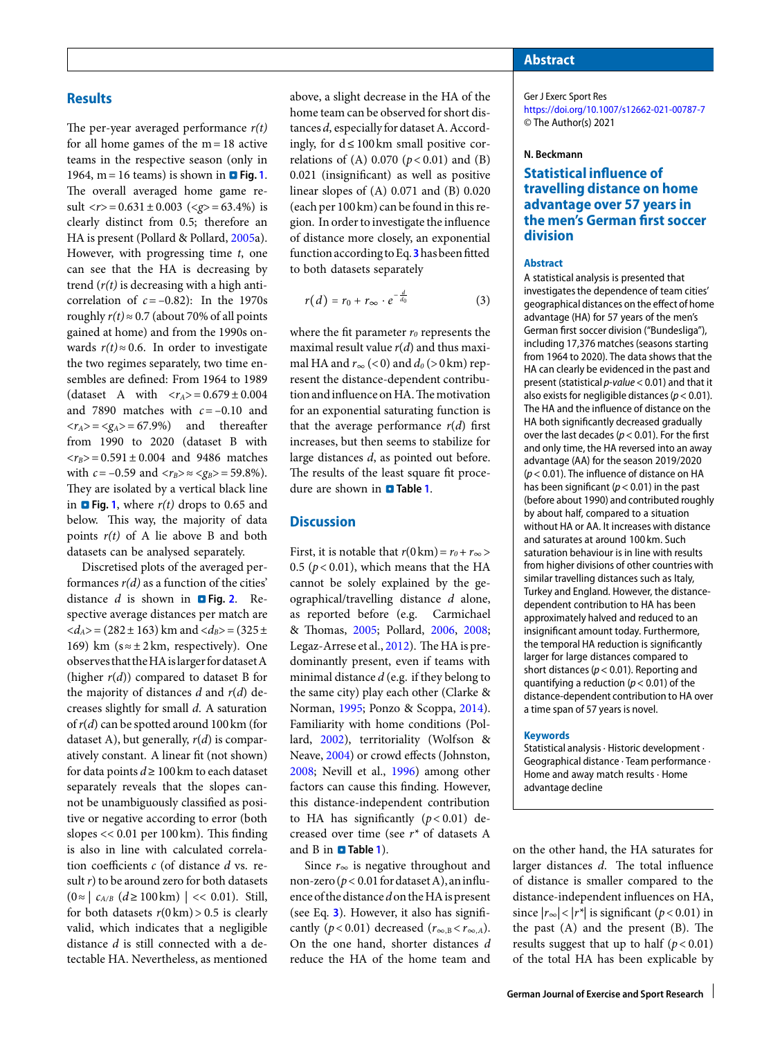## Results

The per-year averaged performance $r(t)$ for all home games of the m = 18 active teams in the respective season (only in 1964, m = 16 teams) is shown in **Fig. 1**. The overall averaged home game result $<r> = 0.631 \pm 0.003$ ($<g> = 63.4\%$) is clearly distinct from 0.5; therefore an HA is present (Pollard & Pollard, 2005a). However, with progressing time $t$, one can see that the HA is decreasing by trend ($r(t)$ is decreasing with a high anticorrelation of $c = -0.82$): In the 1970s roughly $r(t) \approx 0.7$ (about 70% of all points gained at home) and from the 1990s onwards $r(t) \approx 0.6$. In order to investigate the two regimes separately, two time ensembles are defined: From 1964 to 1989 (dataset A with $<r_A> = 0.679 \pm 0.004$ and 7890 matches with $c = -0.10$ and $<r_A> = <g_A> = 67.9\%$) and thereafter from 1990 to 2020 (dataset B with $<r_B> = 0.591 \pm 0.004$ and 9486 matches with $c = -0.59$ and $<r_B> \approx <g_B> = 59.8\%$). They are isolated by a vertical black line in **Fig. 1**, where $r(t)$ drops to 0.65 and below. This way, the majority of data points $r(t)$ of A lie above B and both datasets can be analysed separately.

Discretised plots of the averaged performances $r(d)$ as a function of the cities' distance $d$ is shown in **Fig. 2**. Respective average distances per match are $<d_A> = (282 \pm 163)$ km and $<d_B> = (325 \pm 169)$ km ($s \approx \pm 2$ km, respectively). One observes that the HA is larger for dataset A (higher $r(d)$) compared to dataset B for the majority of distances $d$ and $r(d)$ decreases slightly for small $d$. A saturation of $r(d)$ can be spotted around 100 km (for dataset A), but generally, $r(d)$ is comparatively constant. A linear fit (not shown) for data points $d \geq 100$ km to each dataset separately reveals that the slopes cannot be unambiguously classified as positive or negative according to error (both slopes << 0.01 per 100 km). This finding is also in line with calculated correlation coefficients $c$ (of distance $d$ vs. result $r$) to be around zero for both datasets ($0 \approx | c_{A/B}$ ($d \geq 100$ km) $| << 0.01$). Still, for both datasets $r(0\,\text{km}) > 0.5$ is clearly valid, which indicates that a negligible distance $d$ is still connected with a detectable HA. Nevertheless, as mentioned above, a slight decrease in the HA of the home team can be observed for short distances $d$, especially for dataset A. Accordingly, for $d \leq 100$ km small positive correlations of (A) 0.070 ($p < 0.01$) and (B) 0.021 (insignificant) as well as positive linear slopes of (A) 0.071 and (B) 0.020 (each per 100 km) can be found in this region. In order to investigate the influence of distance more closely, an exponential function according to Eq. 3 has been fitted to both datasets separately

$$r(d) = r_0 + r_\infty \cdot e^{-\frac{d}{d_0}} \quad (3)$$

where the fit parameter $r_0$ represents the maximal result value $r(d)$ and thus maximal HA and $r_\infty$ ($< 0$) and $d_0$ ($> 0$ km) represent the distance-dependent contribution and influence on HA. The motivation for an exponential saturating function is that the average performance $r(d)$ first increases, but then seems to stabilize for large distances $d$, as pointed out before. The results of the least square fit procedure are shown in **Table 1**.

## Discussion

First, it is notable that $r(0\,\text{km}) = r_0 + r_\infty > 0.5$ ($p < 0.01$), which means that the HA cannot be solely explained by the geographical/travelling distance $d$ alone, as reported before (e.g. Carmichael & Thomas, 2005; Pollard, 2006, 2008; Legaz-Arrese et al., 2012). The HA is predominantly present, even if teams with minimal distance $d$ (e.g. if they belong to the same city) play each other (Clarke & Norman, 1995; Ponzo & Scoppa, 2014). Familiarity with home conditions (Pollard, 2002), territoriality (Wolfson & Neave, 2004) or crowd effects (Johnston, 2008; Nevill et al., 1996) among other factors can cause this finding. However, this distance-independent contribution to HA has significantly ($p < 0.01$) decreased over time (see $r^*$ of datasets A and B in **Table 1**).

Since $r_\infty$ is negative throughout and non-zero ($p < 0.01$ for dataset A), an influence of the distance $d$ on the HA is present (see Eq. 3). However, it also has significantly ($p < 0.01$) decreased ($r_{\infty,B} < r_{\infty,A}$). On the one hand, shorter distances $d$ reduce the HA of the home team and on the other hand, the HA saturates for larger distances $d$. The total influence of distance is smaller compared to the distance-independent influences on HA, since $|r_\infty| < |r^*|$ is significant ($p < 0.01$) in the past (A) and the present (B). The results suggest that up to half ($p < 0.01$) of the total HA has been explicable by

---

Ger J Exerc Sport Res
https://doi.org/10.1007/s12662-021-00787-7
© The Author(s) 2021

**N. Beckmann**

**Statistical influence of travelling distance on home advantage over 57 years in the men's German first soccer division**

### Abstract

A statistical analysis is presented that investigates the dependence of team cities' geographical distances on the effect of home advantage (HA) for 57 years of the men's German first soccer division ("Bundesliga"), including 17,376 matches (seasons starting from 1964 to 2020). The data shows that the HA can clearly be evidenced in the past and present (statistical *p-value* < 0.01) and that it also exists for negligible distances ($p < 0.01$). The HA and the influence of distance on the HA both significantly decreased gradually over the last decades ($p < 0.01$). For the first and only time, the HA reversed into an away advantage (AA) for the season 2019/2020 ($p < 0.01$). The influence of distance on HA has been significant ($p < 0.01$) in the past (before about 1990) and contributed roughly by about half, compared to a situation without HA or AA. It increases with distance and saturates at around 100 km. Such saturation behaviour is in line with results from higher divisions of other countries with similar travelling distances such as Italy, Turkey and England. However, the distance-dependent contribution to HA has been approximately halved and reduced to an insignificant amount today. Furthermore, the temporal HA reduction is significantly larger for large distances compared to short distances ($p < 0.01$). Reporting and quantifying a reduction ($p < 0.01$) of the distance-dependent contribution to HA over a time span of 57 years is novel.

### Keywords

Statistical analysis · Historic development · Geographical distance · Team performance · Home and away match results · Home advantage decline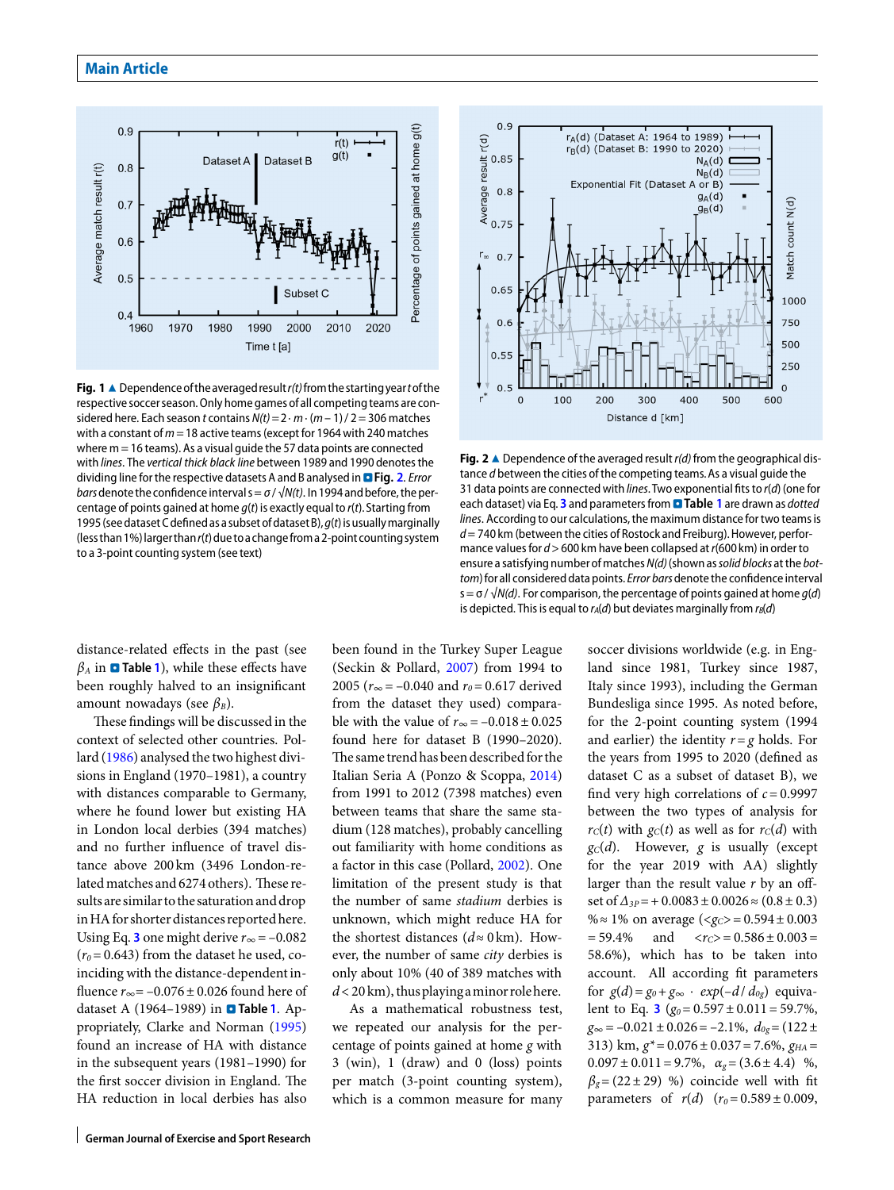0.9
0.8
0.7
0.6
0.5
0.4
1960 1970 1980 1990 2000 2010 2020
Time t [a]
Average match result r(t)
Percentage of points gained at home g(t)
Dataset A
Dataset B
Subset C
r(t)
g(t)

**Fig. 1** ▲ Dependence of the averaged result *r(t)* from the starting year *t* of the respective soccer season. Only home games of all competing teams are considered here. Each season *t* contains $N(t) = 2 \cdot m \cdot (m-1)/2 = 306$ matches with a constant of $m = 18$ active teams (except for 1964 with 240 matches where $m = 16$ teams). As a visual guide the 57 data points are connected with *lines*. The *vertical thick black line* between 1989 and 1990 denotes the dividing line for the respective datasets A and B analysed in **Fig. 2**. *Error bars* denote the confidence interval $s = \sigma/\sqrt{N(t)}$. In 1994 and before, the percentage of points gained at home *g(t)* is exactly equal to *r(t)*. Starting from 1995 (see dataset C defined as a subset of dataset B), *g(t)* is usually marginally (less than 1%) larger than *r(t)* due to a change from a 2-point counting system to a 3-point counting system (see text)

0.9
0.85
0.8
0.75
0.7
0.65
0.6
0.55
0.5
$r_\infty$
$r^*$
0 100 200 300 400 500 600
Distance d [km]
Average result r(d)
Match count N(d)
1000
750
500
250
0
$r_A$(d) (Dataset A: 1964 to 1989)
$r_B$(d) (Dataset B: 1990 to 2020)
$N_A$(d)
$N_B$(d)
Exponential Fit (Dataset A or B)
$g_A$(d)
$g_B$(d)

**Fig. 2** ▲ Dependence of the averaged result *r(d)* from the geographical distance *d* between the cities of the competing teams. As a visual guide the 31 data points are connected with *lines*. Two exponential fits to *r(d)* (one for each dataset) via Eq. 3 and parameters from **Table 1** are drawn as *dotted lines*. According to our calculations, the maximum distance for two teams is $d = 740$ km (between the cities of Rostock and Freiburg). However, performance values for $d > 600$ km have been collapsed at *r*(600 km) in order to ensure a satisfying number of matches *N(d)* (shown as *solid blocks* at the *bottom*) for all considered data points. *Error bars* denote the confidence interval $s = \sigma/\sqrt{N(d)}$. For comparison, the percentage of points gained at home *g(d)* is depicted. This is equal to $r_A(d)$ but deviates marginally from $r_B(d)$

distance-related effects in the past (see $\beta_A$ in **Table 1**), while these effects have been roughly halved to an insignificant amount nowadays (see $\beta_B$).

These findings will be discussed in the context of selected other countries. Pollard (1986) analysed the two highest divisions in England (1970–1981), a country with distances comparable to Germany, where he found lower but existing HA in London local derbies (394 matches) and no further influence of travel distance above 200 km (3496 London-related matches and 6274 others). These results are similar to the saturation and drop in HA for shorter distances reported here. Using Eq. 3 one might derive $r_\infty = -0.082$ ($r_0 = 0.643$) from the dataset he used, coinciding with the distance-dependent influence $r_\infty = -0.076 \pm 0.026$ found here of dataset A (1964–1989) in **Table 1**. Appropriately, Clarke and Norman (1995) found an increase of HA with distance in the subsequent years (1981–1990) for the first soccer division in England. The HA reduction in local derbies has also been found in the Turkey Super League (Seckin & Pollard, 2007) from 1994 to 2005 ($r_\infty = -0.040$ and $r_0 = 0.617$ derived from the dataset they used) comparable with the value of $r_\infty = -0.018 \pm 0.025$ found here for dataset B (1990–2020). The same trend has been described for the Italian Seria A (Ponzo & Scoppa, 2014) from 1991 to 2012 (7398 matches) even between teams that share the same stadium (128 matches), probably cancelling out familiarity with home conditions as a factor in this case (Pollard, 2002). One limitation of the present study is that the number of same *stadium* derbies is unknown, which might reduce HA for the shortest distances ($d \approx 0$ km). However, the number of same *city* derbies is only about 10% (40 of 389 matches with $d < 20$ km), thus playing a minor role here.

As a mathematical robustness test, we repeated our analysis for the percentage of points gained at home *g* with 3 (win), 1 (draw) and 0 (loss) points per match (3-point counting system), which is a common measure for many soccer divisions worldwide (e.g. in England since 1981, Turkey since 1987, Italy since 1993), including the German Bundesliga since 1995. As noted before, for the 2-point counting system (1994 and earlier) the identity $r = g$ holds. For the years from 1995 to 2020 (defined as dataset C as a subset of dataset B), we find very high correlations of $c = 0.9997$ between the two types of analysis for $r_C(t)$ with $g_C(t)$ as well as for $r_C(d)$ with $g_C(d)$. However, *g* is usually (except for the year 2019 with AA) slightly larger than the result value *r* by an offset of $\Delta_{3P} = +0.0083 \pm 0.0026 \approx (0.8 \pm 0.3)$ % ≈ 1% on average ($<g_C> = 0.594 \pm 0.003 = 59.4\%$ and $<r_C> = 0.586 \pm 0.003 = 58.6\%$), which has to be taken into account. All according fit parameters for $g(d) = g_0 + g_\infty \cdot exp(-d/d_{0g})$ equivalent to Eq. 3 ($g_0 = 0.597 \pm 0.011 = 59.7\%$, $g_\infty = -0.021 \pm 0.026 = -2.1\%$, $d_{0g} = (122 \pm 313)$ km, $g^* = 0.076 \pm 0.037 = 7.6\%$, $g_{HA} = 0.097 \pm 0.011 = 9.7\%$, $\alpha_g = (3.6 \pm 4.4)$ %, $\beta_g = (22 \pm 29)$ %) coincide well with fit parameters of $r(d)$ ($r_0 = 0.589 \pm 0.009$,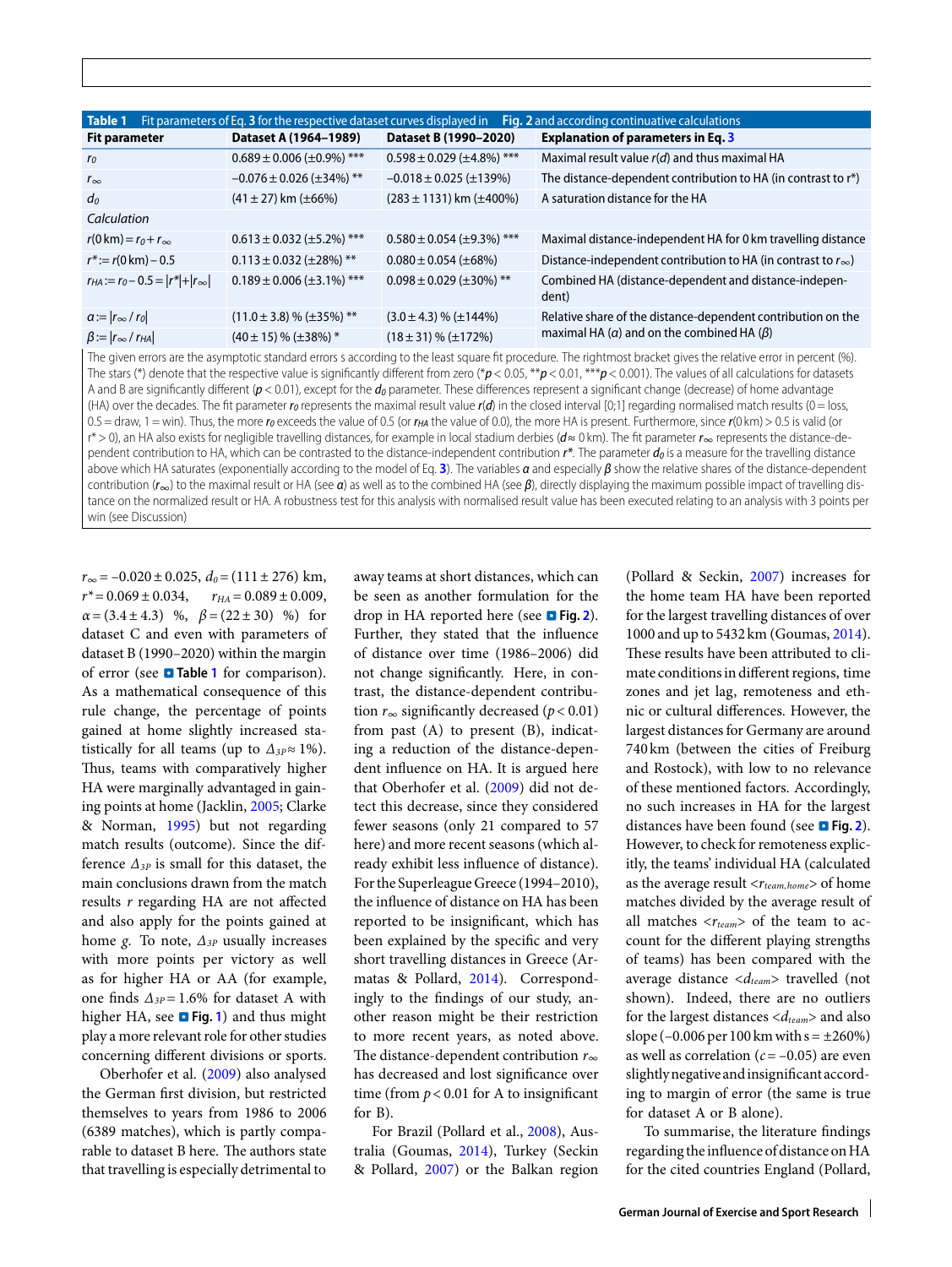**Table 1** Fit parameters of Eq. 3 for the respective dataset curves displayed in Fig. 2 and according continuative calculations

| Fit parameter | Dataset A (1964–1989) | Dataset B (1990–2020) | Explanation of parameters in Eq. 3 |
|---|---|---|---|
| $r_0$ | 0.689 ± 0.006 (±0.9%) *** | 0.598 ± 0.029 (±4.8%) *** | Maximal result value $r(d)$ and thus maximal HA |
| $r_\infty$ | −0.076 ± 0.026 (±34%) ** | −0.018 ± 0.025 (±139%) | The distance-dependent contribution to HA (in contrast to $r^*$) |
| $d_0$ | (41 ± 27) km (±66%) | (283 ± 1131) km (±400%) | A saturation distance for the HA |
| *Calculation* | | | |
| $r(0\,\text{km}) = r_0 + r_\infty$ | 0.613 ± 0.032 (±5.2%) *** | 0.580 ± 0.054 (±9.3%) *** | Maximal distance-independent HA for 0 km travelling distance |
| $r^* := r(0\,\text{km}) - 0.5$ | 0.113 ± 0.032 (±28%) ** | 0.080 ± 0.054 (±68%) | Distance-independent contribution to HA (in contrast to $r_\infty$) |
| $r_{HA} := r_0 - 0.5 = \lvert r^* \rvert + \lvert r_\infty \rvert$ | 0.189 ± 0.006 (±3.1%) *** | 0.098 ± 0.029 (±30%) ** | Combined HA (distance-dependent and distance-independent) |
| $\alpha := \lvert r_\infty / r_0 \rvert$ | (11.0 ± 3.8) % (±35%) ** | (3.0 ± 4.3) % (±144%) | Relative share of the distance-dependent contribution on the maximal HA ($\alpha$) and on the combined HA ($\beta$) |
| $\beta := \lvert r_\infty / r_{HA} \rvert$ | (40 ± 15) % (±38%) * | (18 ± 31) % (±172%) | |

The given errors are the asymptotic standard errors s according to the least square fit procedure. The rightmost bracket gives the relative error in percent (%). The stars (*) denote that the respective value is significantly different from zero (*$p < 0.05$, **$p < 0.01$, ***$p < 0.001$). The values of all calculations for datasets A and B are significantly different ($p < 0.01$), except for the $d_0$ parameter. These differences represent a significant change (decrease) of home advantage (HA) over the decades. The fit parameter $r_0$ represents the maximal result value $r(d)$ in the closed interval [0;1] regarding normalised match results (0 = loss, 0.5 = draw, 1 = win). Thus, the more $r_0$ exceeds the value of 0.5 (or $r_{HA}$ the value of 0.0), the more HA is present. Furthermore, since $r(0\,\text{km}) > 0.5$ is valid (or $r^* > 0$), an HA also exists for negligible travelling distances, for example in local stadium derbies ($d \approx 0$ km). The fit parameter $r_\infty$ represents the distance-dependent contribution to HA, which can be contrasted to the distance-independent contribution $r^*$. The parameter $d_0$ is a measure for the travelling distance above which HA saturates (exponentially according to the model of Eq. 3). The variables $\alpha$ and especially $\beta$ show the relative shares of the distance-dependent contribution ($r_\infty$) to the maximal result or HA (see $\alpha$) as well as to the combined HA (see $\beta$), directly displaying the maximum possible impact of travelling distance on the normalized result or HA. A robustness test for this analysis with normalised result value has been executed relating to an analysis with 3 points per win (see Discussion)

$r_\infty = -0.020 \pm 0.025$, $d_0 = (111 \pm 276)$ km, $r^* = 0.069 \pm 0.034$, $r_{HA} = 0.089 \pm 0.009$, $\alpha = (3.4 \pm 4.3)$ %, $\beta = (22 \pm 30)$ %) for dataset C and even with parameters of dataset B (1990–2020) within the margin of error (see Table 1 for comparison). As a mathematical consequence of this rule change, the percentage of points gained at home slightly increased statistically for all teams (up to $\Delta_{3P} \approx 1\%$). Thus, teams with comparatively higher HA were marginally advantaged in gaining points at home (Jacklin, 2005; Clarke & Norman, 1995) but not regarding match results (outcome). Since the difference $\Delta_{3P}$ is small for this dataset, the main conclusions drawn from the match results $r$ regarding HA are not affected and also apply for the points gained at home $g$. To note, $\Delta_{3P}$ usually increases with more points per victory as well as for higher HA or AA (for example, one finds $\Delta_{3P} = 1.6\%$ for dataset A with higher HA, see Fig. 1) and thus might play a more relevant role for other studies concerning different divisions or sports.

Oberhofer et al. (2009) also analysed the German first division, but restricted themselves to years from 1986 to 2006 (6389 matches), which is partly comparable to dataset B here. The authors state that travelling is especially detrimental to away teams at short distances, which can be seen as another formulation for the drop in HA reported here (see Fig. 2). Further, they stated that the influence of distance over time (1986–2006) did not change significantly. Here, in contrast, the distance-dependent contribution $r_\infty$ significantly decreased ($p < 0.01$) from past (A) to present (B), indicating a reduction of the distance-dependent influence on HA. It is argued here that Oberhofer et al. (2009) did not detect this decrease, since they considered fewer seasons (only 21 compared to 57 here) and more recent seasons (which already exhibit less influence of distance). For the Superleague Greece (1994–2010), the influence of distance on HA has been reported to be insignificant, which has been explained by the specific and very short travelling distances in Greece (Armatas & Pollard, 2014). Correspondingly to the findings of our study, another reason might be their restriction to more recent years, as noted above. The distance-dependent contribution $r_\infty$ has decreased and lost significance over time (from $p < 0.01$ for A to insignificant for B).

For Brazil (Pollard et al., 2008), Australia (Goumas, 2014), Turkey (Seckin & Pollard, 2007) or the Balkan region (Pollard & Seckin, 2007) increases for the home team HA have been reported for the largest travelling distances of over 1000 and up to 5432 km (Goumas, 2014). These results have been attributed to climate conditions in different regions, time zones and jet lag, remoteness and ethnic or cultural differences. However, the largest distances for Germany are around 740 km (between the cities of Freiburg and Rostock), with low to no relevance of these mentioned factors. Accordingly, no such increases in HA for the largest distances have been found (see Fig. 2). However, to check for remoteness explicitly, the teams' individual HA (calculated as the average result $<r_{team,home}>$ of home matches divided by the average result of all matches $<r_{team}>$ of the team to account for the different playing strengths of teams) has been compared with the average distance $<d_{team}>$ travelled (not shown). Indeed, there are no outliers for the largest distances $<d_{team}>$ and also slope (−0.006 per 100 km with s = ±260%) as well as correlation ($c = -0.05$) are even slightly negative and insignificant according to margin of error (the same is true for dataset A or B alone).

To summarise, the literature findings regarding the influence of distance on HA for the cited countries England (Pollard,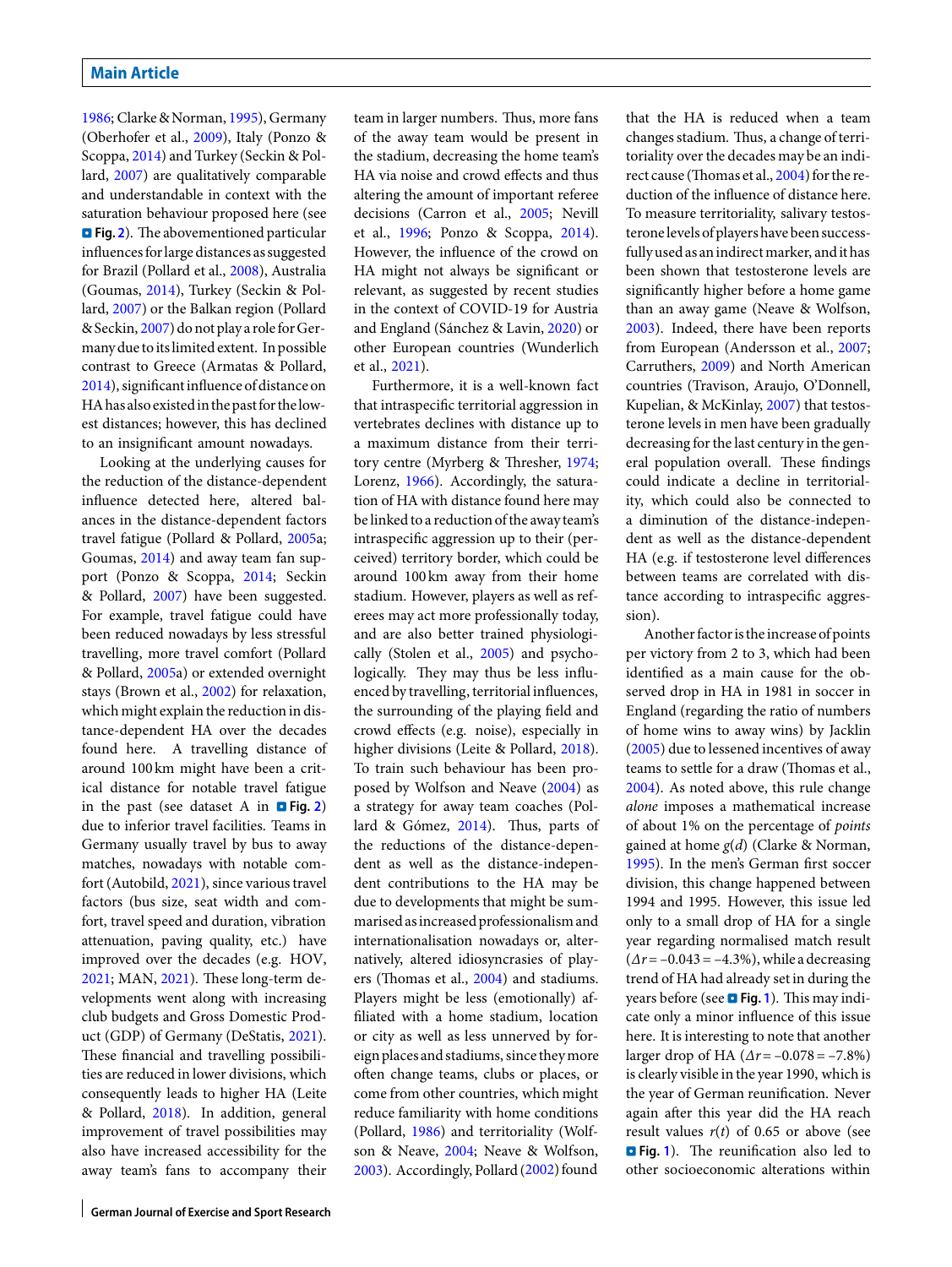1986; Clarke & Norman, 1995), Germany (Oberhofer et al., 2009), Italy (Ponzo & Scoppa, 2014) and Turkey (Seckin & Pollard, 2007) are qualitatively comparable and understandable in context with the saturation behaviour proposed here (see **Fig. 2**). The abovementioned particular influences for large distances as suggested for Brazil (Pollard et al., 2008), Australia (Goumas, 2014), Turkey (Seckin & Pollard, 2007) or the Balkan region (Pollard & Seckin, 2007) do not play a role for Germany due to its limited extent. In possible contrast to Greece (Armatas & Pollard, 2014), significant influence of distance on HA has also existed in the past for the lowest distances; however, this has declined to an insignificant amount nowadays.

Looking at the underlying causes for the reduction of the distance-dependent influence detected here, altered balances in the distance-dependent factors travel fatigue (Pollard & Pollard, 2005a; Goumas, 2014) and away team fan support (Ponzo & Scoppa, 2014; Seckin & Pollard, 2007) have been suggested. For example, travel fatigue could have been reduced nowadays by less stressful travelling, more travel comfort (Pollard & Pollard, 2005a) or extended overnight stays (Brown et al., 2002) for relaxation, which might explain the reduction in distance-dependent HA over the decades found here. A travelling distance of around 100 km might have been a critical distance for notable travel fatigue in the past (see dataset A in **Fig. 2**) due to inferior travel facilities. Teams in Germany usually travel by bus to away matches, nowadays with notable comfort (Autobild, 2021), since various travel factors (bus size, seat width and comfort, travel speed and duration, vibration attenuation, paving quality, etc.) have improved over the decades (e.g. HOV, 2021; MAN, 2021). These long-term developments went along with increasing club budgets and Gross Domestic Product (GDP) of Germany (DeStatis, 2021). These financial and travelling possibilities are reduced in lower divisions, which consequently leads to higher HA (Leite & Pollard, 2018). In addition, general improvement of travel possibilities may also have increased accessibility for the away team's fans to accompany their team in larger numbers. Thus, more fans of the away team would be present in the stadium, decreasing the home team's HA via noise and crowd effects and thus altering the amount of important referee decisions (Carron et al., 2005; Nevill et al., 1996; Ponzo & Scoppa, 2014). However, the influence of the crowd on HA might not always be significant or relevant, as suggested by recent studies in the context of COVID-19 for Austria and England (Sánchez & Lavin, 2020) or other European countries (Wunderlich et al., 2021).

Furthermore, it is a well-known fact that intraspecific territorial aggression in vertebrates declines with distance up to a maximum distance from their territory centre (Myrberg & Thresher, 1974; Lorenz, 1966). Accordingly, the saturation of HA with distance found here may be linked to a reduction of the away team's intraspecific aggression up to their (perceived) territory border, which could be around 100 km away from their home stadium. However, players as well as referees may act more professionally today, and are also better trained physiologically (Stolen et al., 2005) and psychologically. They may thus be less influenced by travelling, territorial influences, the surrounding of the playing field and crowd effects (e.g. noise), especially in higher divisions (Leite & Pollard, 2018). To train such behaviour has been proposed by Wolfson and Neave (2004) as a strategy for away team coaches (Pollard & Gómez, 2014). Thus, parts of the reductions of the distance-dependent as well as the distance-independent contributions to the HA may be due to developments that might be summarised as increased professionalism and internationalisation nowadays or, alternatively, altered idiosyncrasies of players (Thomas et al., 2004) and stadiums. Players might be less (emotionally) affiliated with a home stadium, location or city as well as less unnerved by foreign places and stadiums, since they more often change teams, clubs or places, or come from other countries, which might reduce familiarity with home conditions (Pollard, 1986) and territoriality (Wolfson & Neave, 2004; Neave & Wolfson, 2003). Accordingly, Pollard (2002) found that the HA is reduced when a team changes stadium. Thus, a change of territoriality over the decades may be an indirect cause (Thomas et al., 2004) for the reduction of the influence of distance here. To measure territoriality, salivary testosterone levels of players have been successfully used as an indirect marker, and it has been shown that testosterone levels are significantly higher before a home game than an away game (Neave & Wolfson, 2003). Indeed, there have been reports from European (Andersson et al., 2007; Carruthers, 2009) and North American countries (Travison, Araujo, O'Donnell, Kupelian, & McKinlay, 2007) that testosterone levels in men have been gradually decreasing for the last century in the general population overall. These findings could indicate a decline in territoriality, which could also be connected to a diminution of the distance-independent as well as the distance-dependent HA (e.g. if testosterone level differences between teams are correlated with distance according to intraspecific aggression).

Another factor is the increase of points per victory from 2 to 3, which had been identified as a main cause for the observed drop in HA in 1981 in soccer in England (regarding the ratio of numbers of home wins to away wins) by Jacklin (2005) due to lessened incentives of away teams to settle for a draw (Thomas et al., 2004). As noted above, this rule change *alone* imposes a mathematical increase of about 1% on the percentage of *points* gained at home $g(d)$ (Clarke & Norman, 1995). In the men's German first soccer division, this change happened between 1994 and 1995. However, this issue led only to a small drop of HA for a single year regarding normalised match result ($\Delta r = -0.043 = -4.3\%$), while a decreasing trend of HA had already set in during the years before (see **Fig. 1**). This may indicate only a minor influence of this issue here. It is interesting to note that another larger drop of HA ($\Delta r = -0.078 = -7.8\%$) is clearly visible in the year 1990, which is the year of German reunification. Never again after this year did the HA reach result values $r(t)$ of 0.65 or above (see **Fig. 1**). The reunification also led to other socioeconomic alterations within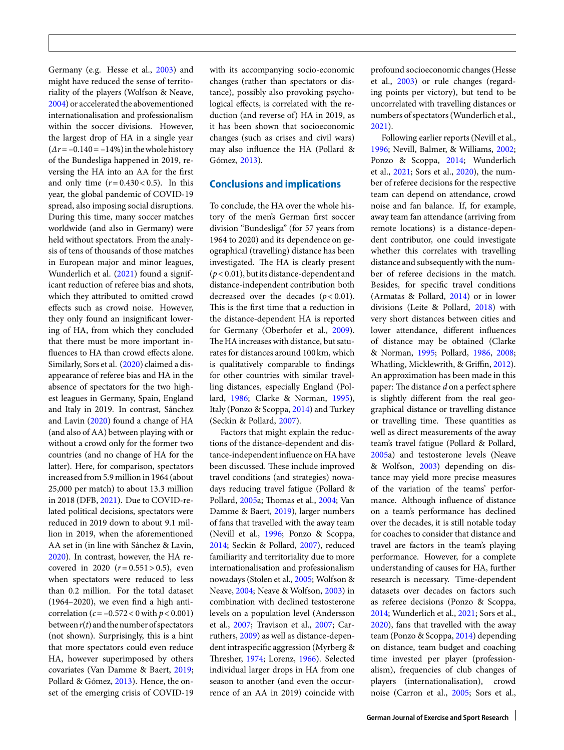Germany (e.g. Hesse et al., 2003) and might have reduced the sense of territoriality of the players (Wolfson & Neave, 2004) or accelerated the abovementioned internationalisation and professionalism within the soccer divisions. However, the largest drop of HA in a single year ($\Delta r = -0.140 = -14\%$) in the whole history of the Bundesliga happened in 2019, reversing the HA into an AA for the first and only time ($r = 0.430 < 0.5$). In this year, the global pandemic of COVID-19 spread, also imposing social disruptions. During this time, many soccer matches worldwide (and also in Germany) were held without spectators. From the analysis of tens of thousands of those matches in European major and minor leagues, Wunderlich et al. (2021) found a significant reduction of referee bias and shots, which they attributed to omitted crowd effects such as crowd noise. However, they only found an insignificant lowering of HA, from which they concluded that there must be more important influences to HA than crowd effects alone. Similarly, Sors et al. (2020) claimed a disappearance of referee bias and HA in the absence of spectators for the two highest leagues in Germany, Spain, England and Italy in 2019. In contrast, Sánchez and Lavin (2020) found a change of HA (and also of AA) between playing with or without a crowd only for the former two countries (and no change of HA for the latter). Here, for comparison, spectators increased from 5.9 million in 1964 (about 25,000 per match) to about 13.3 million in 2018 (DFB, 2021). Due to COVID-related political decisions, spectators were reduced in 2019 down to about 9.1 million in 2019, when the aforementioned AA set in (in line with Sánchez & Lavin, 2020). In contrast, however, the HA recovered in 2020 ($r = 0.551 > 0.5$), even when spectators were reduced to less than 0.2 million. For the total dataset (1964–2020), we even find a high anticorrelation ($c = -0.572 < 0$ with $p < 0.001$) between $r(t)$ and the number of spectators (not shown). Surprisingly, this is a hint that more spectators could even reduce HA, however superimposed by others covariates (Van Damme & Baert, 2019; Pollard & Gómez, 2013). Hence, the onset of the emerging crisis of COVID-19 with its accompanying socio-economic changes (rather than spectators or distance), possibly also provoking psychological effects, is correlated with the reduction (and reverse of) HA in 2019, as it has been shown that socioeconomic changes (such as crises and civil wars) may also influence the HA (Pollard & Gómez, 2013).

## Conclusions and implications

To conclude, the HA over the whole history of the men's German first soccer division "Bundesliga" (for 57 years from 1964 to 2020) and its dependence on geographical (travelling) distance has been investigated. The HA is clearly present ($p < 0.01$), but its distance-dependent and distance-independent contribution both decreased over the decades ($p < 0.01$). This is the first time that a reduction in the distance-dependent HA is reported for Germany (Oberhofer et al., 2009). The HA increases with distance, but saturates for distances around 100 km, which is qualitatively comparable to findings for other countries with similar travelling distances, especially England (Pollard, 1986; Clarke & Norman, 1995), Italy (Ponzo & Scoppa, 2014) and Turkey (Seckin & Pollard, 2007).

Factors that might explain the reductions of the distance-dependent and distance-independent influence on HA have been discussed. These include improved travel conditions (and strategies) nowadays reducing travel fatigue (Pollard & Pollard, 2005a; Thomas et al., 2004; Van Damme & Baert, 2019), larger numbers of fans that travelled with the away team (Nevill et al., 1996; Ponzo & Scoppa, 2014; Seckin & Pollard, 2007), reduced familiarity and territoriality due to more internationalisation and professionalism nowadays (Stolen et al., 2005; Wolfson & Neave, 2004; Neave & Wolfson, 2003) in combination with declined testosterone levels on a population level (Andersson et al., 2007; Travison et al., 2007; Carruthers, 2009) as well as distance-dependent intraspecific aggression (Myrberg & Thresher, 1974; Lorenz, 1966). Selected individual larger drops in HA from one season to another (and even the occurrence of an AA in 2019) coincide with profound socioeconomic changes (Hesse et al., 2003) or rule changes (regarding points per victory), but tend to be uncorrelated with travelling distances or numbers of spectators (Wunderlich et al., 2021).

Following earlier reports (Nevill et al., 1996; Nevill, Balmer, & Williams, 2002; Ponzo & Scoppa, 2014; Wunderlich et al., 2021; Sors et al., 2020), the number of referee decisions for the respective team can depend on attendance, crowd noise and fan balance. If, for example, away team fan attendance (arriving from remote locations) is a distance-dependent contributor, one could investigate whether this correlates with travelling distance and subsequently with the number of referee decisions in the match. Besides, for specific travel conditions (Armatas & Pollard, 2014) or in lower divisions (Leite & Pollard, 2018) with very short distances between cities and lower attendance, different influences of distance may be obtained (Clarke & Norman, 1995; Pollard, 1986, 2008; Whatling, Micklewrith, & Griffin, 2012). An approximation has been made in this paper: The distance $d$ on a perfect sphere is slightly different from the real geographical distance or travelling distance or travelling time. These quantities as well as direct measurements of the away team's travel fatigue (Pollard & Pollard, 2005a) and testosterone levels (Neave & Wolfson, 2003) depending on distance may yield more precise measures of the variation of the teams' performance. Although influence of distance on a team's performance has declined over the decades, it is still notable today for coaches to consider that distance and travel are factors in the team's playing performance. However, for a complete understanding of causes for HA, further research is necessary. Time-dependent datasets over decades on factors such as referee decisions (Ponzo & Scoppa, 2014; Wunderlich et al., 2021; Sors et al., 2020), fans that travelled with the away team (Ponzo & Scoppa, 2014) depending on distance, team budget and coaching time invested per player (professionalism), frequencies of club changes of players (internationalisation), crowd noise (Carron et al., 2005; Sors et al.,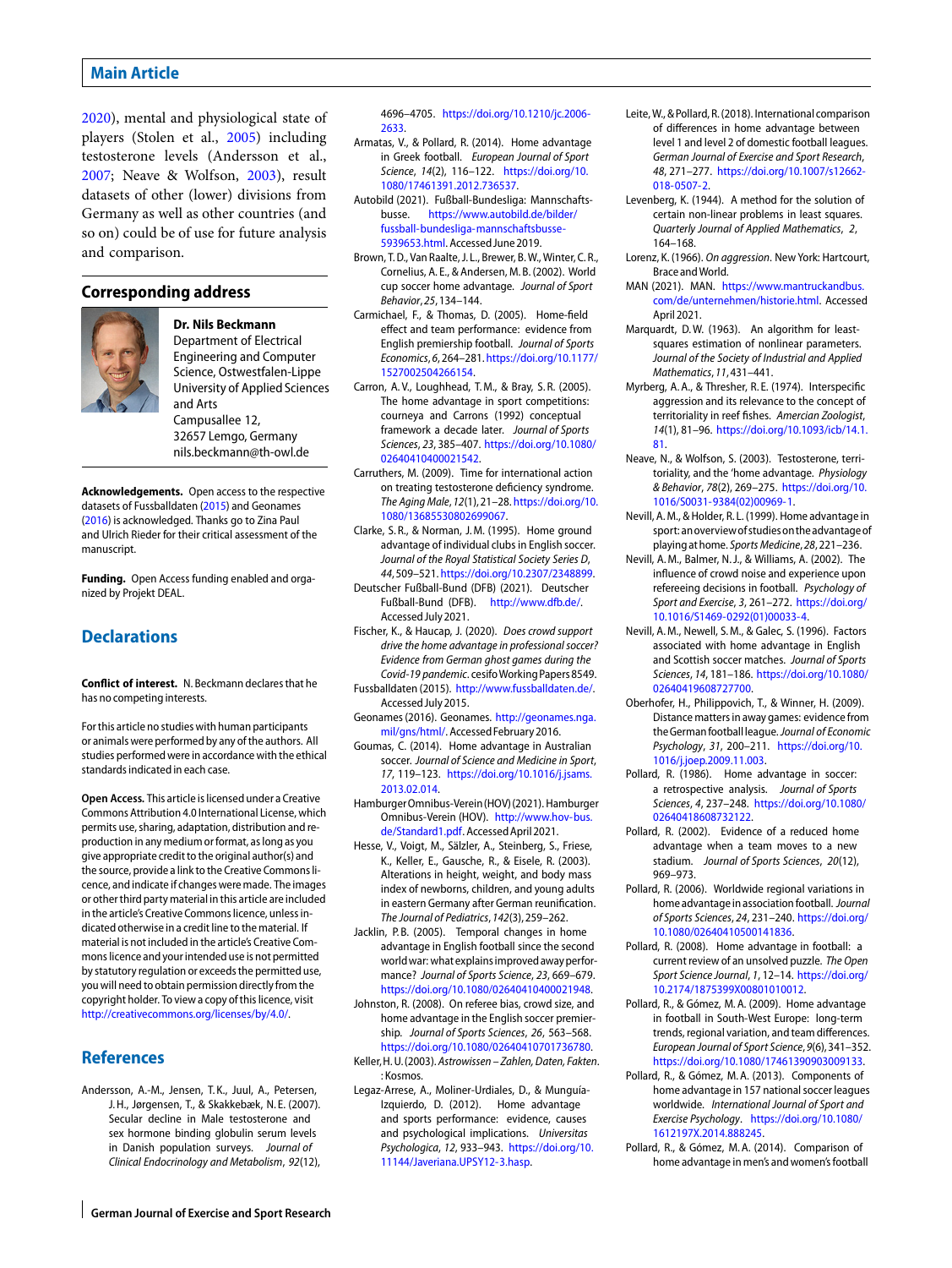2020), mental and physiological state of players (Stolen et al., 2005) including testosterone levels (Andersson et al., 2007; Neave & Wolfson, 2003), result datasets of other (lower) divisions from Germany as well as other countries (and so on) could be of use for future analysis and comparison.

## Corresponding address

**Dr. Nils Beckmann**
Department of Electrical Engineering and Computer Science, Ostwestfalen-Lippe University of Applied Sciences and Arts
Campusallee 12,
32657 Lemgo, Germany
nils.beckmann@th-owl.de

**Acknowledgements.** Open access to the respective datasets of Fussballdaten (2015) and Geonames (2016) is acknowledged. Thanks go to Zina Paul and Ulrich Rieder for their critical assessment of the manuscript.

**Funding.** Open Access funding enabled and organized by Projekt DEAL.

## Declarations

**Conflict of interest.** N. Beckmann declares that he has no competing interests.

For this article no studies with human participants or animals were performed by any of the authors. All studies performed were in accordance with the ethical standards indicated in each case.

**Open Access.** This article is licensed under a Creative Commons Attribution 4.0 International License, which permits use, sharing, adaptation, distribution and reproduction in any medium or format, as long as you give appropriate credit to the original author(s) and the source, provide a link to the Creative Commons licence, and indicate if changes were made. The images or other third party material in this article are included in the article's Creative Commons licence, unless indicated otherwise in a credit line to the material. If material is not included in the article's Creative Commons licence and your intended use is not permitted by statutory regulation or exceeds the permitted use, you will need to obtain permission directly from the copyright holder. To view a copy of this licence, visit http://creativecommons.org/licenses/by/4.0/.

## References

Andersson, A.-M., Jensen, T.K., Juul, A., Petersen, J.H., Jørgensen, T., & Skakkebæk, N.E. (2007). Secular decline in Male testosterone and sex hormone binding globulin serum levels in Danish population surveys. *Journal of Clinical Endocrinology and Metabolism*, *92*(12), 4696–4705. https://doi.org/10.1210/jc.2006-2633.

Armatas, V., & Pollard, R. (2014). Home advantage in Greek football. *European Journal of Sport Science*, *14*(2), 116–122. https://doi.org/10.1080/17461391.2012.736537.

Autobild (2021). Fußball-Bundesliga: Mannschaftsbusse. https://www.autobild.de/bilder/fussball-bundesliga-mannschaftsbusse-5939653.html. Accessed June 2019.

Brown, T.D., Van Raalte, J.L., Brewer, B.W., Winter, C.R., Cornelius, A.E., & Andersen, M.B. (2002). World cup soccer home advantage. *Journal of Sport Behavior*, *25*, 134–144.

Carmichael, F., & Thomas, D. (2005). Home-field effect and team performance: evidence from English premiership football. *Journal of Sports Economics*, *6*, 264–281. https://doi.org/10.1177/1527002504266154.

Carron, A.V., Loughhead, T.M., & Bray, S.R. (2005). The home advantage in sport competitions: courneya and Carrons (1992) conceptual framework a decade later. *Journal of Sports Sciences*, *23*, 385–407. https://doi.org/10.1080/02640410400021542.

Carruthers, M. (2009). Time for international action on treating testosterone deficiency syndrome. *The Aging Male*, *12*(1), 21–28. https://doi.org/10.1080/13685530802699067.

Clarke, S.R., & Norman, J.M. (1995). Home ground advantage of individual clubs in English soccer. *Journal of the Royal Statistical Society Series D*, *44*, 509–521. https://doi.org/10.2307/2348899.

Deutscher Fußball-Bund (DFB) (2021). Deutscher Fußball-Bund (DFB). http://www.dfb.de/. Accessed July 2021.

Fischer, K., & Haucap, J. (2020). *Does crowd support drive the home advantage in professional soccer? Evidence from German ghost games during the Covid-19 pandemic*. cesifo Working Papers 8549.

Fussballdaten (2015). http://www.fussballdaten.de/. Accessed July 2015.

Geonames (2016). Geonames. http://geonames.nga.mil/gns/html/. Accessed February 2016.

Goumas, C. (2014). Home advantage in Australian soccer. *Journal of Science and Medicine in Sport*, *17*, 119–123. https://doi.org/10.1016/j.jsams.2013.02.014.

Hamburger Omnibus-Verein (HOV) (2021). Hamburger Omnibus-Verein (HOV). http://www.hov-bus.de/Standard1.pdf. Accessed April 2021.

Hesse, V., Voigt, M., Sälzler, A., Steinberg, S., Friese, K., Keller, E., Gausche, R., & Eisele, R. (2003). Alterations in height, weight, and body mass index of newborns, children, and young adults in eastern Germany after German reunification. *The Journal of Pediatrics*, *142*(3), 259–262.

Jacklin, P.B. (2005). Temporal changes in home advantage in English football since the second world war: what explains improved away performance? *Journal of Sports Sciences*, *23*, 669–679. https://doi.org/10.1080/02640410400021948.

Johnston, R. (2008). On referee bias, crowd size, and home advantage in the English soccer premiership. *Journal of Sports Sciences*, *26*, 563–568. https://doi.org/10.1080/02640410701736780.

Keller, H.U. (2003). *Astrowissen – Zahlen, Daten, Fakten*. : Kosmos.

Legaz-Arrese, A., Moliner-Urdiales, D., & Munguía-Izquierdo, D. (2012). Home advantage and sports performance: evidence, causes and psychological implications. *Universitas Psychologica*, *12*, 933–943. https://doi.org/10.11144/Javeriana.UPSY12-3.hasp.

Leite, W., & Pollard, R. (2018). International comparison of differences in home advantage between level 1 and level 2 of domestic football leagues. *German Journal of Exercise and Sport Research*, *48*, 271–277. https://doi.org/10.1007/s12662-018-0507-2.

Levenberg, K. (1944). A method for the solution of certain non-linear problems in least squares. *Quarterly Journal of Applied Mathematics*, *2*, 164–168.

Lorenz, K. (1966). *On aggression*. New York: Hartcourt, Brace and World.

MAN (2021). MAN. https://www.mantruckandbus.com/de/unternehmen/historie.html. Accessed April 2021.

Marquardt, D.W. (1963). An algorithm for least-squares estimation of nonlinear parameters. *Journal of the Society of Industrial and Applied Mathematics*, *11*, 431–441.

Myrberg, A.A., & Thresher, R.E. (1974). Interspecific aggression and its relevance to the concept of territoriality in reef fishes. *Amercian Zoologist*, *14*(1), 81–96. https://doi.org/10.1093/icb/14.1.81.

Neave, N., & Wolfson, S. (2003). Testosterone, territoriality, and the 'home advantage. *Physiology & Behavior*, *78*(2), 269–275. https://doi.org/10.1016/S0031-9384(02)00969-1.

Nevill, A.M., & Holder, R.L. (1999). Home advantage in sport: an overview of studies on the advantage of playing at home. *Sports Medicine*, *28*, 221–236.

Nevill, A.M., Balmer, N.J., & Williams, A.M. (2002). The influence of crowd noise and experience upon refereeing decisions in football. *Psychology of Sport and Exercise*, *3*, 261–272. https://doi.org/10.1016/S1469-0292(01)00033-4.

Nevill, A.M., Newell, S.M., & Galec, S. (1996). Factors associated with home advantage in English and Scottish soccer matches. *Journal of Sports Sciences*, *14*, 181–186. https://doi.org/10.1080/02640419608727700.

Oberhofer, H., Philippovich, T., & Winner, H. (2009). Distance matters in away games: evidence from the German football league. *Journal of Economic Psychology*, *31*, 200–211. https://doi.org/10.1016/j.joep.2009.11.003.

Pollard, R. (1986). Home advantage in soccer: a retrospective analysis. *Journal of Sports Sciences*, *4*, 237–248. https://doi.org/10.1080/02640418608732122.

Pollard, R. (2002). Evidence of a reduced home advantage when a team moves to a new stadium. *Journal of Sports Sciences*, *20*(12), 969–973.

Pollard, R. (2006). Worldwide regional variations in home advantage in association football. *Journal of Sports Sciences*, *24*, 231–240. https://doi.org/10.1080/02640410500141836.

Pollard, R. (2008). Home advantage in football: a current review of an unsolved puzzle. *The Open Sport Science Journal*, *1*, 12–14. https://doi.org/10.2174/1875399X00801010012.

Pollard, R., & Gómez, M.A. (2009). Home advantage in football in South-West Europe: long-term trends, regional variation, and team differences. *European Journal of Sport Science*, *9*(6), 341–352. https://doi.org/10.1080/17461390903009133.

Pollard, R., & Gómez, M.A. (2013). Components of home advantage in 157 national soccer leagues worldwide. *International Journal of Sport and Exercise Psychology*. https://doi.org/10.1080/1612197X.2014.888245.

Pollard, R., & Gómez, M.A. (2014). Comparison of home advantage in men's and women's football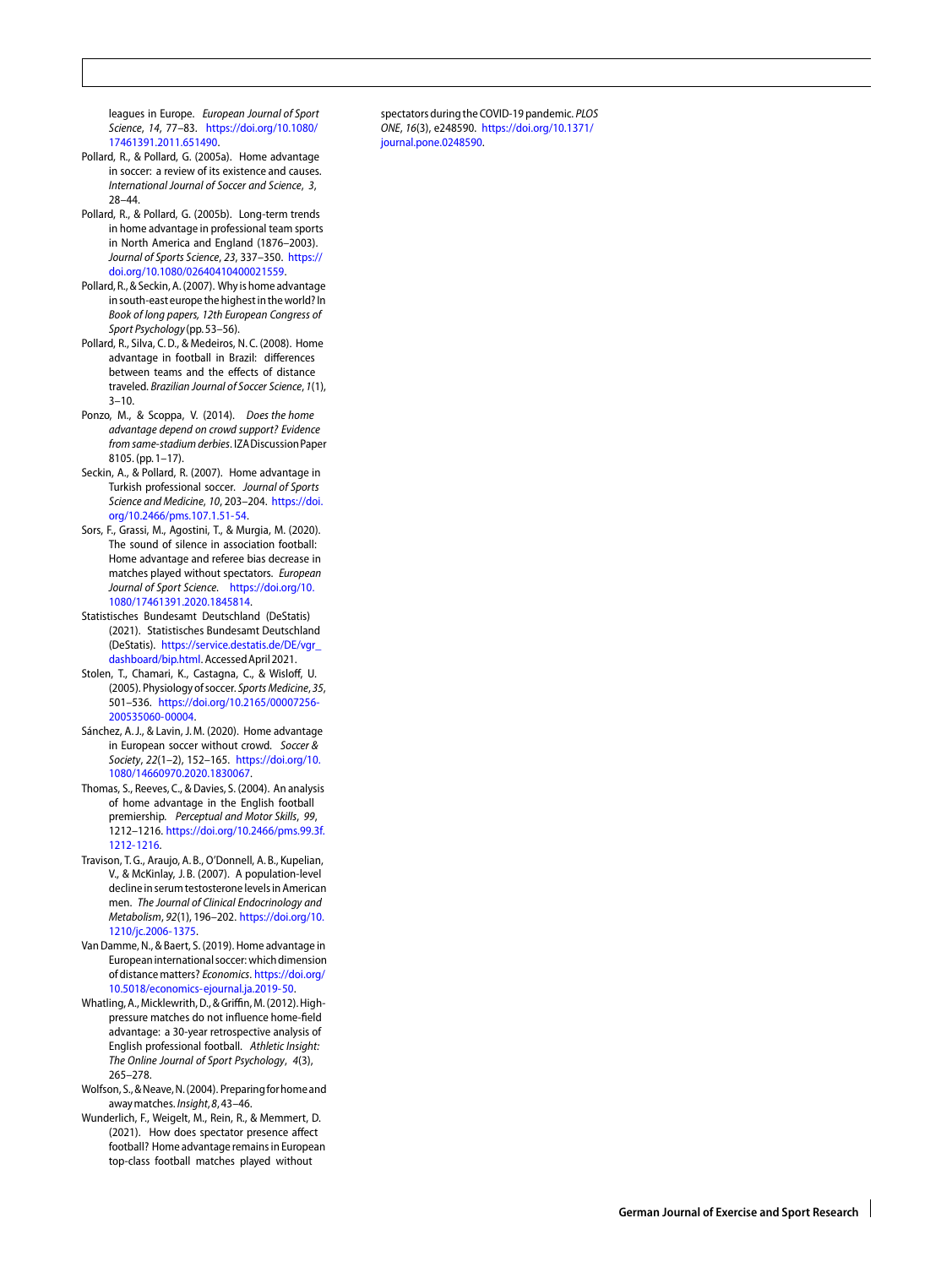leagues in Europe. *European Journal of Sport Science*, *14*, 77–83. https://doi.org/10.1080/17461391.2011.651490.

Pollard, R., & Pollard, G. (2005a). Home advantage in soccer: a review of its existence and causes. *International Journal of Soccer and Science*, *3*, 28–44.

Pollard, R., & Pollard, G. (2005b). Long-term trends in home advantage in professional team sports in North America and England (1876–2003). *Journal of Sports Science*, *23*, 337–350. https://doi.org/10.1080/02640410400021559.

Pollard, R., & Seckin, A. (2007). Why is home advantage in south-east europe the highest in the world? In *Book of long papers, 12th European Congress of Sport Psychology* (pp. 53–56).

Pollard, R., Silva, C. D., & Medeiros, N. C. (2008). Home advantage in football in Brazil: differences between teams and the effects of distance traveled. *Brazilian Journal of Soccer Science*, *1*(1), 3–10.

Ponzo, M., & Scoppa, V. (2014). *Does the home advantage depend on crowd support? Evidence from same-stadium derbies*. IZA Discussion Paper 8105. (pp. 1–17).

Seckin, A., & Pollard, R. (2007). Home advantage in Turkish professional soccer. *Journal of Sports Science and Medicine*, *10*, 203–204. https://doi.org/10.2466/pms.107.1.51-54.

Sors, F., Grassi, M., Agostini, T., & Murgia, M. (2020). The sound of silence in association football: Home advantage and referee bias decrease in matches played without spectators. *European Journal of Sport Science*. https://doi.org/10.1080/17461391.2020.1845814.

Statistisches Bundesamt Deutschland (DeStatis) (2021). Statistisches Bundesamt Deutschland (DeStatis). https://service.destatis.de/DE/vgr_dashboard/bip.html. Accessed April 2021.

Stolen, T., Chamari, K., Castagna, C., & Wisloff, U. (2005). Physiology of soccer. *Sports Medicine*, *35*, 501–536. https://doi.org/10.2165/00007256-200535060-00004.

Sánchez, A. J., & Lavin, J. M. (2020). Home advantage in European soccer without crowd. *Soccer & Society*, *22*(1–2), 152–165. https://doi.org/10.1080/14660970.2020.1830067.

Thomas, S., Reeves, C., & Davies, S. (2004). An analysis of home advantage in the English football premiership. *Perceptual and Motor Skills*, *99*, 1212–1216. https://doi.org/10.2466/pms.99.3f.1212-1216.

Travison, T. G., Araujo, A. B., O'Donnell, A. B., Kupelian, V., & McKinlay, J. B. (2007). A population-level decline in serum testosterone levels in American men. *The Journal of Clinical Endocrinology and Metabolism*, *92*(1), 196–202. https://doi.org/10.1210/jc.2006-1375.

Van Damme, N., & Baert, S. (2019). Home advantage in European international soccer: which dimension of distance matters? *Economics*. https://doi.org/10.5018/economics-ejournal.ja.2019-50.

Whatling, A., Micklewrith, D., & Griffin, M. (2012). High-pressure matches do not influence home-field advantage: a 30-year retrospective analysis of English professional football. *Athletic Insight: The Online Journal of Sport Psychology*, *4*(3), 265–278.

Wolfson, S., & Neave, N. (2004). Preparing for home and away matches. *Insight*, *8*, 43–46.

Wunderlich, F., Weigelt, M., Rein, R., & Memmert, D. (2021). How does spectator presence affect football? Home advantage remains in European top-class football matches played without spectators during the COVID-19 pandemic. *PLOS ONE*, *16*(3), e248590. https://doi.org/10.1371/journal.pone.0248590.